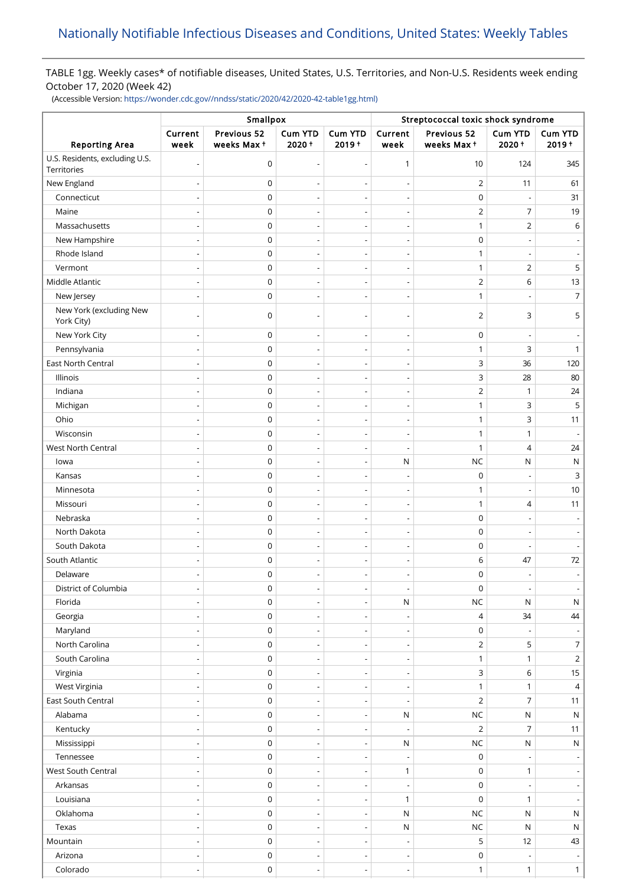# Nationally Notifiable Infectious Diseases and Conditions, United States: Weekly Tables

TABLE 1gg. Weekly cases* of notifiable diseases, United States, U.S. Territories, and Non-U.S. Residents week ending October 17, 2020 (Week 42)

(Accessible Version: https://wonder.cdc.gov//nndss/static/2020/42/2020-42-table1gg.html)

| Reporting Area | Smallpox | | | | Streptococcal toxic shock syndrome | | | |
|---|---|---|---|---|---|---|---|---|
| | Current week | Previous 52 weeks Max † | Cum YTD 2020 † | Cum YTD 2019 † | Current week | Previous 52 weeks Max † | Cum YTD 2020 † | Cum YTD 2019 † |
| U.S. Residents, excluding U.S. Territories | - | 0 | - | - | 1 | 10 | 124 | 345 |
| New England | - | 0 | - | - | - | 2 | 11 | 61 |
| Connecticut | - | 0 | - | - | - | 0 | - | 31 |
| Maine | - | 0 | - | - | - | 2 | 7 | 19 |
| Massachusetts | - | 0 | - | - | - | 1 | 2 | 6 |
| New Hampshire | - | 0 | - | - | - | 0 | - | - |
| Rhode Island | - | 0 | - | - | - | 1 | - | - |
| Vermont | - | 0 | - | - | - | 1 | 2 | 5 |
| Middle Atlantic | - | 0 | - | - | - | 2 | 6 | 13 |
| New Jersey | - | 0 | - | - | - | 1 | - | 7 |
| New York (excluding New York City) | - | 0 | - | - | - | 2 | 3 | 5 |
| New York City | - | 0 | - | - | - | 0 | - | - |
| Pennsylvania | - | 0 | - | - | - | 1 | 3 | 1 |
| East North Central | - | 0 | - | - | - | 3 | 36 | 120 |
| Illinois | - | 0 | - | - | - | 3 | 28 | 80 |
| Indiana | - | 0 | - | - | - | 2 | 1 | 24 |
| Michigan | - | 0 | - | - | - | 1 | 3 | 5 |
| Ohio | - | 0 | - | - | - | 1 | 3 | 11 |
| Wisconsin | - | 0 | - | - | - | 1 | 1 | - |
| West North Central | - | 0 | - | - | - | 1 | 4 | 24 |
| Iowa | - | 0 | - | - | N | NC | N | N |
| Kansas | - | 0 | - | - | - | 0 | - | 3 |
| Minnesota | - | 0 | - | - | - | 1 | - | 10 |
| Missouri | - | 0 | - | - | - | 1 | 4 | 11 |
| Nebraska | - | 0 | - | - | - | 0 | - | - |
| North Dakota | - | 0 | - | - | - | 0 | - | - |
| South Dakota | - | 0 | - | - | - | 0 | - | - |
| South Atlantic | - | 0 | - | - | - | 6 | 47 | 72 |
| Delaware | - | 0 | - | - | - | 0 | - | - |
| District of Columbia | - | 0 | - | - | - | 0 | - | - |
| Florida | - | 0 | - | - | N | NC | N | N |
| Georgia | - | 0 | - | - | - | 4 | 34 | 44 |
| Maryland | - | 0 | - | - | - | 0 | - | - |
| North Carolina | - | 0 | - | - | - | 2 | 5 | 7 |
| South Carolina | - | 0 | - | - | - | 1 | 1 | 2 |
| Virginia | - | 0 | - | - | - | 3 | 6 | 15 |
| West Virginia | - | 0 | - | - | - | 1 | 1 | 4 |
| East South Central | - | 0 | - | - | - | 2 | 7 | 11 |
| Alabama | - | 0 | - | - | N | NC | N | N |
| Kentucky | - | 0 | - | - | - | 2 | 7 | 11 |
| Mississippi | - | 0 | - | - | N | NC | N | N |
| Tennessee | - | 0 | - | - | - | 0 | - | - |
| West South Central | - | 0 | - | - | 1 | 0 | 1 | - |
| Arkansas | - | 0 | - | - | - | 0 | - | - |
| Louisiana | - | 0 | - | - | 1 | 0 | 1 | - |
| Oklahoma | - | 0 | - | - | N | NC | N | N |
| Texas | - | 0 | - | - | N | NC | N | N |
| Mountain | - | 0 | - | - | - | 5 | 12 | 43 |
| Arizona | - | 0 | - | - | - | 0 | - | - |
| Colorado | - | 0 | - | - | - | 1 | 1 | 1 |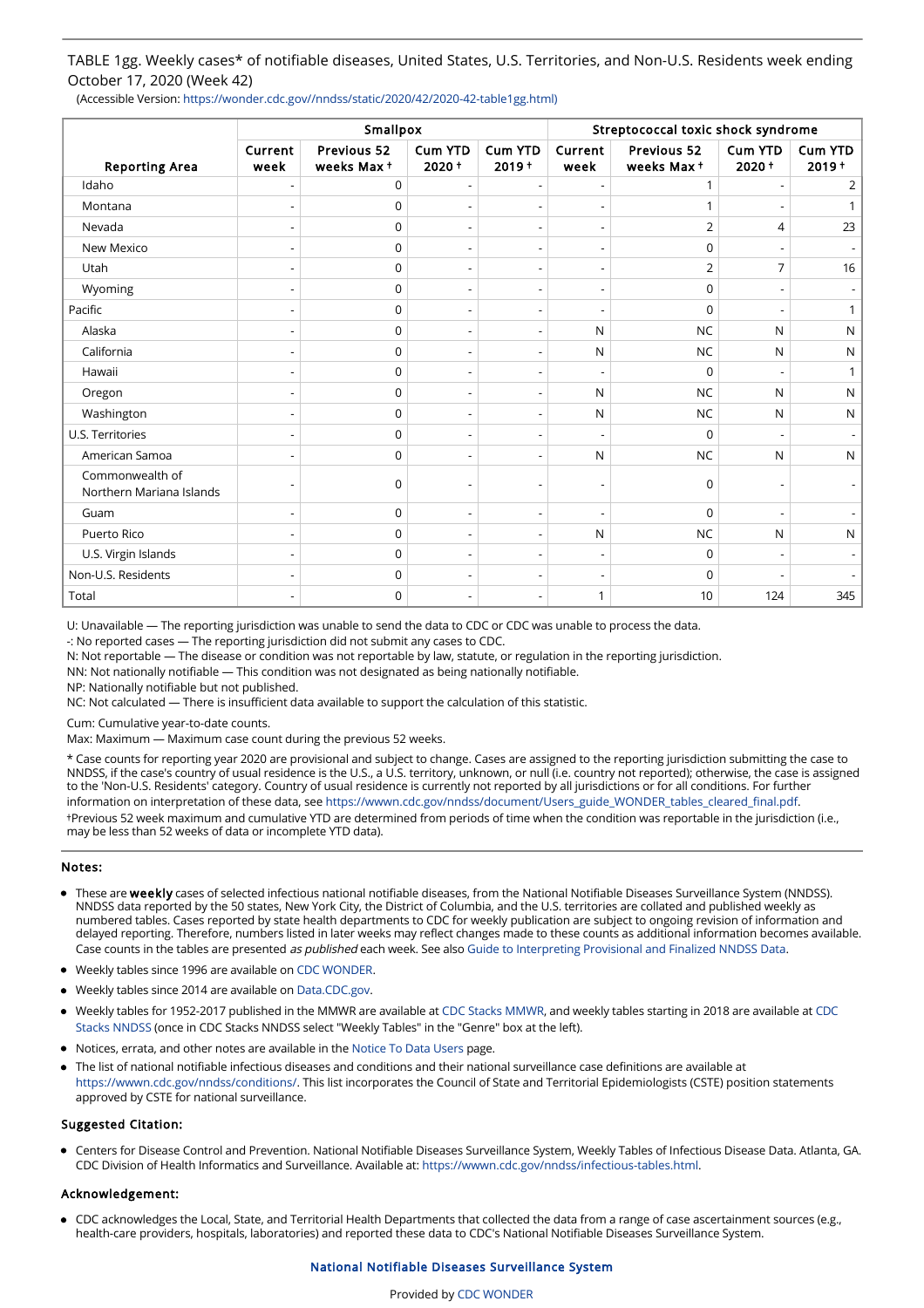TABLE 1gg. Weekly cases* of notifiable diseases, United States, U.S. Territories, and Non-U.S. Residents week ending October 17, 2020 (Week 42)

(Accessible Version: https://wonder.cdc.gov//nndss/static/2020/42/2020-42-table1gg.html)

| Reporting Area | Smallpox | | | | Streptococcal toxic shock syndrome | | | |
|---|---|---|---|---|---|---|---|---|
| | Current week | Previous 52 weeks Max † | Cum YTD 2020 † | Cum YTD 2019 † | Current week | Previous 52 weeks Max † | Cum YTD 2020 † | Cum YTD 2019 † |
| Idaho | - | 0 | - | - | - | 1 | - | 2 |
| Montana | - | 0 | - | - | - | 1 | - | 1 |
| Nevada | - | 0 | - | - | - | 2 | 4 | 23 |
| New Mexico | - | 0 | - | - | - | 0 | - | - |
| Utah | - | 0 | - | - | - | 2 | 7 | 16 |
| Wyoming | - | 0 | - | - | - | 0 | - | - |
| Pacific | - | 0 | - | - | - | 0 | - | 1 |
| Alaska | - | 0 | - | - | N | NC | N | N |
| California | - | 0 | - | - | N | NC | N | N |
| Hawaii | - | 0 | - | - | - | 0 | - | 1 |
| Oregon | - | 0 | - | - | N | NC | N | N |
| Washington | - | 0 | - | - | N | NC | N | N |
| U.S. Territories | - | 0 | - | - | - | 0 | - | - |
| American Samoa | - | 0 | - | - | N | NC | N | N |
| Commonwealth of Northern Mariana Islands | - | 0 | - | - | - | 0 | - | - |
| Guam | - | 0 | - | - | - | 0 | - | - |
| Puerto Rico | - | 0 | - | - | N | NC | N | N |
| U.S. Virgin Islands | - | 0 | - | - | - | 0 | - | - |
| Non-U.S. Residents | - | 0 | - | - | - | 0 | - | - |
| Total | - | 0 | - | - | 1 | 10 | 124 | 345 |

U: Unavailable — The reporting jurisdiction was unable to send the data to CDC or CDC was unable to process the data.
-: No reported cases — The reporting jurisdiction did not submit any cases to CDC.
N: Not reportable — The disease or condition was not reportable by law, statute, or regulation in the reporting jurisdiction.
NN: Not nationally notifiable — This condition was not designated as being nationally notifiable.
NP: Nationally notifiable but not published.
NC: Not calculated — There is insufficient data available to support the calculation of this statistic.

Cum: Cumulative year-to-date counts.
Max: Maximum — Maximum case count during the previous 52 weeks.

* Case counts for reporting year 2020 are provisional and subject to change. Cases are assigned to the reporting jurisdiction submitting the case to NNDSS, if the case's country of usual residence is the U.S., a U.S. territory, unknown, or null (i.e. country not reported); otherwise, the case is assigned to the 'Non-U.S. Residents' category. Country of usual residence is currently not reported by all jurisdictions or for all conditions. For further information on interpretation of these data, see https://wwwn.cdc.gov/nndss/document/Users_guide_WONDER_tables_cleared_final.pdf.
†Previous 52 week maximum and cumulative YTD are determined from periods of time when the condition was reportable in the jurisdiction (i.e., may be less than 52 weeks of data or incomplete YTD data).

### Notes:

- These are **weekly** cases of selected infectious national notifiable diseases, from the National Notifiable Diseases Surveillance System (NNDSS). NNDSS data reported by the 50 states, New York City, the District of Columbia, and the U.S. territories are collated and published weekly as numbered tables. Cases reported by state health departments to CDC for weekly publication are subject to ongoing revision of information and delayed reporting. Therefore, numbers listed in later weeks may reflect changes made to these counts as additional information becomes available. Case counts in the tables are presented *as published* each week. See also Guide to Interpreting Provisional and Finalized NNDSS Data.
- Weekly tables since 1996 are available on CDC WONDER.
- Weekly tables since 2014 are available on Data.CDC.gov.
- Weekly tables for 1952-2017 published in the MMWR are available at CDC Stacks MMWR, and weekly tables starting in 2018 are available at CDC Stacks NNDSS (once in CDC Stacks NNDSS select "Weekly Tables" in the "Genre" box at the left).
- Notices, errata, and other notes are available in the Notice To Data Users page.
- The list of national notifiable infectious diseases and conditions and their national surveillance case definitions are available at https://wwwn.cdc.gov/nndss/conditions/. This list incorporates the Council of State and Territorial Epidemiologists (CSTE) position statements approved by CSTE for national surveillance.

### Suggested Citation:

- Centers for Disease Control and Prevention. National Notifiable Diseases Surveillance System, Weekly Tables of Infectious Disease Data. Atlanta, GA. CDC Division of Health Informatics and Surveillance. Available at: https://wwwn.cdc.gov/nndss/infectious-tables.html.

### Acknowledgement:

- CDC acknowledges the Local, State, and Territorial Health Departments that collected the data from a range of case ascertainment sources (e.g., health-care providers, hospitals, laboratories) and reported these data to CDC's National Notifiable Diseases Surveillance System.

National Notifiable Diseases Surveillance System

Provided by CDC WONDER